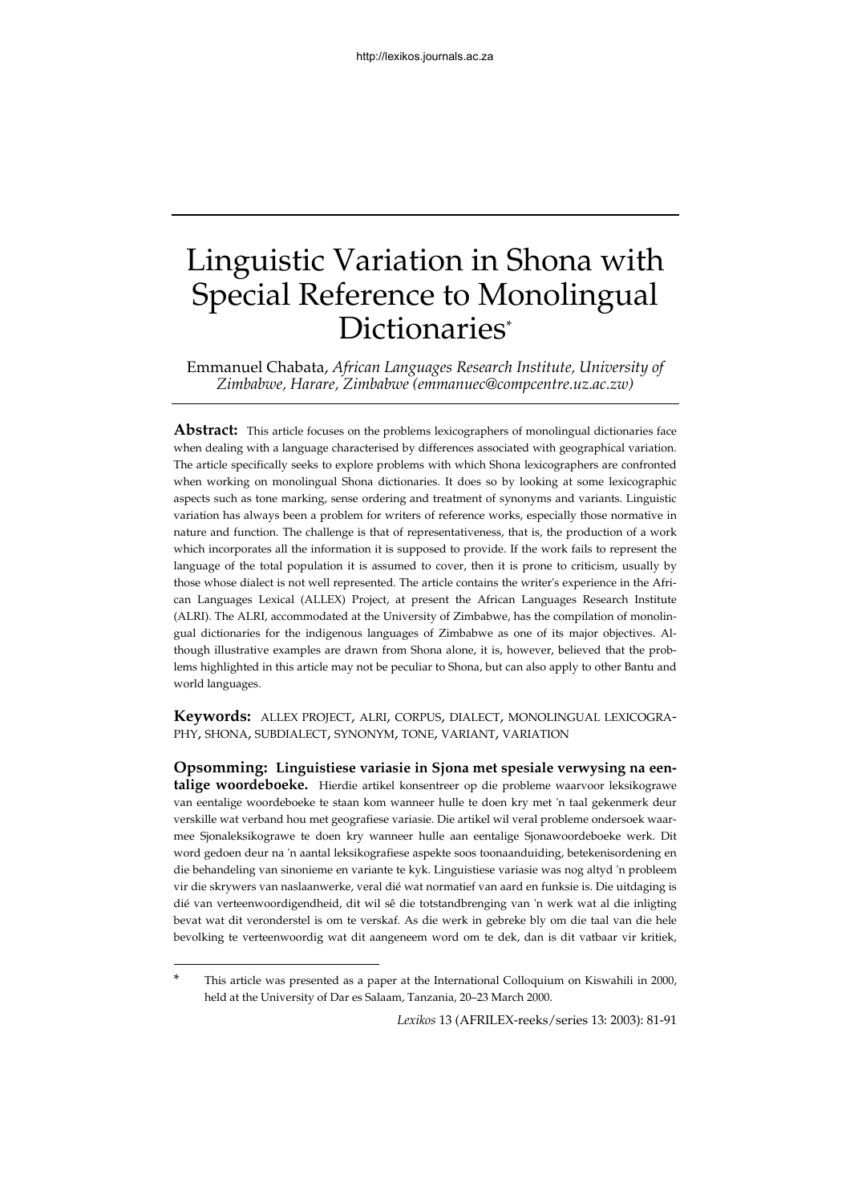# Linguistic Variation in Shona with Special Reference to Monolingual Dictionaries*

Emmanuel Chabata, *African Languages Research Institute, University of Zimbabwe, Harare, Zimbabwe (emmanuec@compcentre.uz.ac.zw)*

**Abstract:** This article focuses on the problems lexicographers of monolingual dictionaries face when dealing with a language characterised by differences associated with geographical variation. The article specifically seeks to explore problems with which Shona lexicographers are confronted when working on monolingual Shona dictionaries. It does so by looking at some lexicographic aspects such as tone marking, sense ordering and treatment of synonyms and variants. Linguistic variation has always been a problem for writers of reference works, especially those normative in nature and function. The challenge is that of representativeness, that is, the production of a work which incorporates all the information it is supposed to provide. If the work fails to represent the language of the total population it is assumed to cover, then it is prone to criticism, usually by those whose dialect is not well represented. The article contains the writer's experience in the African Languages Lexical (ALLEX) Project, at present the African Languages Research Institute (ALRI). The ALRI, accommodated at the University of Zimbabwe, has the compilation of monolingual dictionaries for the indigenous languages of Zimbabwe as one of its major objectives. Although illustrative examples are drawn from Shona alone, it is, however, believed that the problems highlighted in this article may not be peculiar to Shona, but can also apply to other Bantu and world languages.

**Keywords:** ALLEX PROJECT, ALRI, CORPUS, DIALECT, MONOLINGUAL LEXICOGRAPHY, SHONA, SUBDIALECT, SYNONYM, TONE, VARIANT, VARIATION

**Opsomming: Linguistiese variasie in Sjona met spesiale verwysing na eentalige woordeboeke.** Hierdie artikel konsentreer op die probleme waarvoor leksikograwe van eentalige woordeboeke te staan kom wanneer hulle te doen kry met 'n taal gekenmerk deur verskille wat verband hou met geografiese variasie. Die artikel wil veral probleme ondersoek waarmee Sjonaleksikograwe te doen kry wanneer hulle aan eentalige Sjonawoordeboeke werk. Dit word gedoen deur na 'n aantal leksikografiese aspekte soos toonaanduiding, betekenisordening en die behandeling van sinonieme en variante te kyk. Linguistiese variasie was nog altyd 'n probleem vir die skrywers van naslaanwerke, veral dié wat normatief van aard en funksie is. Die uitdaging is dié van verteenwoordigendheid, dit wil sê die totstandbrenging van 'n werk wat al die inligting bevat wat dit veronderstel is om te verskaf. As die werk in gebreke bly om die taal van die hele bevolking te verteenwoordig wat dit aangeneem word om te dek, dan is dit vatbaar vir kritiek,

---

\* This article was presented as a paper at the International Colloquium on Kiswahili in 2000, held at the University of Dar es Salaam, Tanzania, 20–23 March 2000.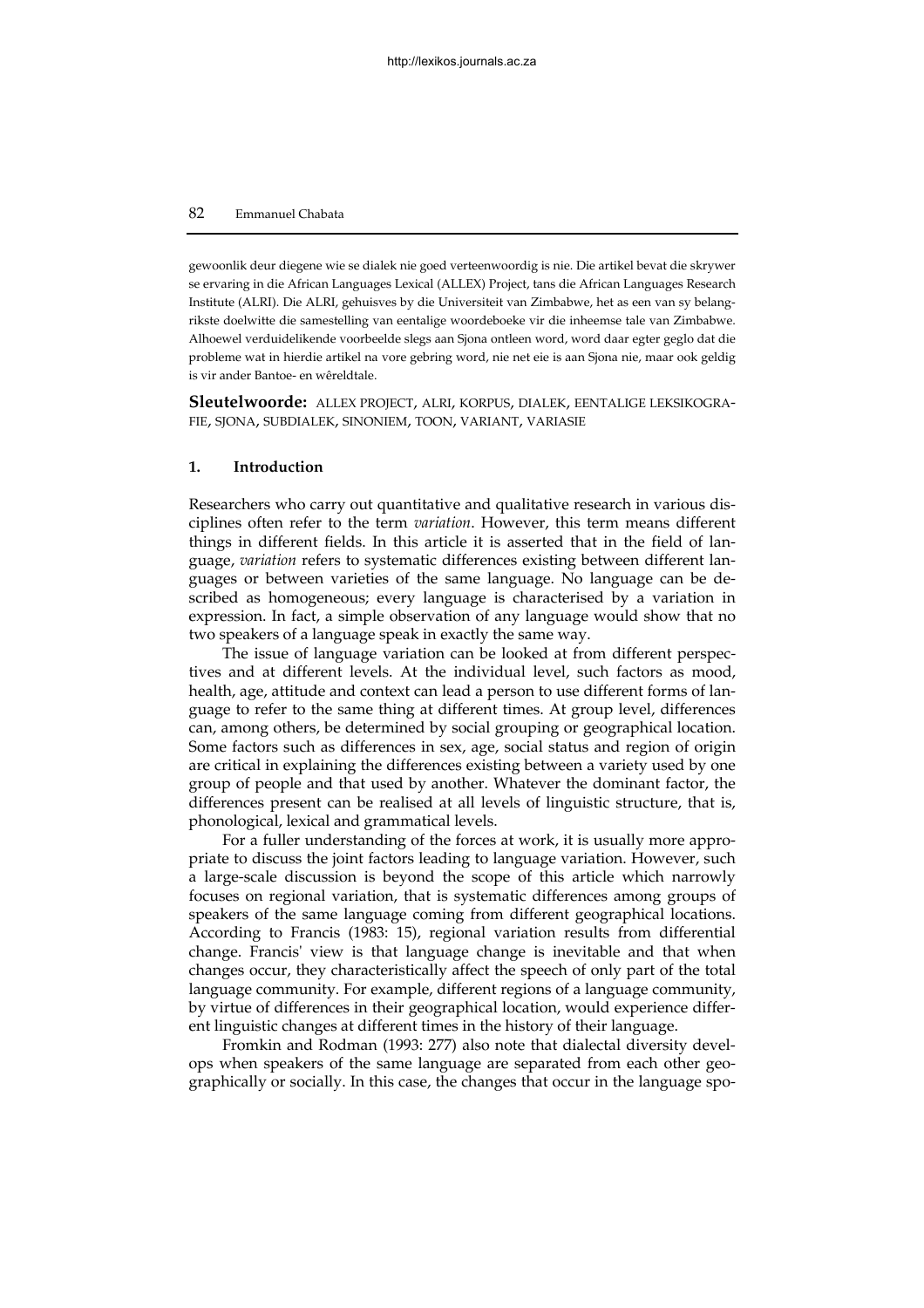gewoonlik deur diegene wie se dialek nie goed verteenwoordig is nie. Die artikel bevat die skrywer se ervaring in die African Languages Lexical (ALLEX) Project, tans die African Languages Research Institute (ALRI). Die ALRI, gehuisves by die Universiteit van Zimbabwe, het as een van sy belangrikste doelwitte die samestelling van eentalige woordeboeke vir die inheemse tale van Zimbabwe. Alhoewel verduidelikende voorbeelde slegs aan Sjona ontleen word, word daar egter geglo dat die probleme wat in hierdie artikel na vore gebring word, nie net eie is aan Sjona nie, maar ook geldig is vir ander Bantoe- en wêreldtale.

**Sleutelwoorde:** ALLEX PROJECT, ALRI, KORPUS, DIALEK, EENTALIGE LEKSIKOGRAFIE, SJONA, SUBDIALEK, SINONIEM, TOON, VARIANT, VARIASIE

## 1. Introduction

Researchers who carry out quantitative and qualitative research in various disciplines often refer to the term *variation*. However, this term means different things in different fields. In this article it is asserted that in the field of language, *variation* refers to systematic differences existing between different languages or between varieties of the same language. No language can be described as homogeneous; every language is characterised by a variation in expression. In fact, a simple observation of any language would show that no two speakers of a language speak in exactly the same way.

The issue of language variation can be looked at from different perspectives and at different levels. At the individual level, such factors as mood, health, age, attitude and context can lead a person to use different forms of language to refer to the same thing at different times. At group level, differences can, among others, be determined by social grouping or geographical location. Some factors such as differences in sex, age, social status and region of origin are critical in explaining the differences existing between a variety used by one group of people and that used by another. Whatever the dominant factor, the differences present can be realised at all levels of linguistic structure, that is, phonological, lexical and grammatical levels.

For a fuller understanding of the forces at work, it is usually more appropriate to discuss the joint factors leading to language variation. However, such a large-scale discussion is beyond the scope of this article which narrowly focuses on regional variation, that is systematic differences among groups of speakers of the same language coming from different geographical locations. According to Francis (1983: 15), regional variation results from differential change. Francis' view is that language change is inevitable and that when changes occur, they characteristically affect the speech of only part of the total language community. For example, different regions of a language community, by virtue of differences in their geographical location, would experience different linguistic changes at different times in the history of their language.

Fromkin and Rodman (1993: 277) also note that dialectal diversity develops when speakers of the same language are separated from each other geographically or socially. In this case, the changes that occur in the language spo-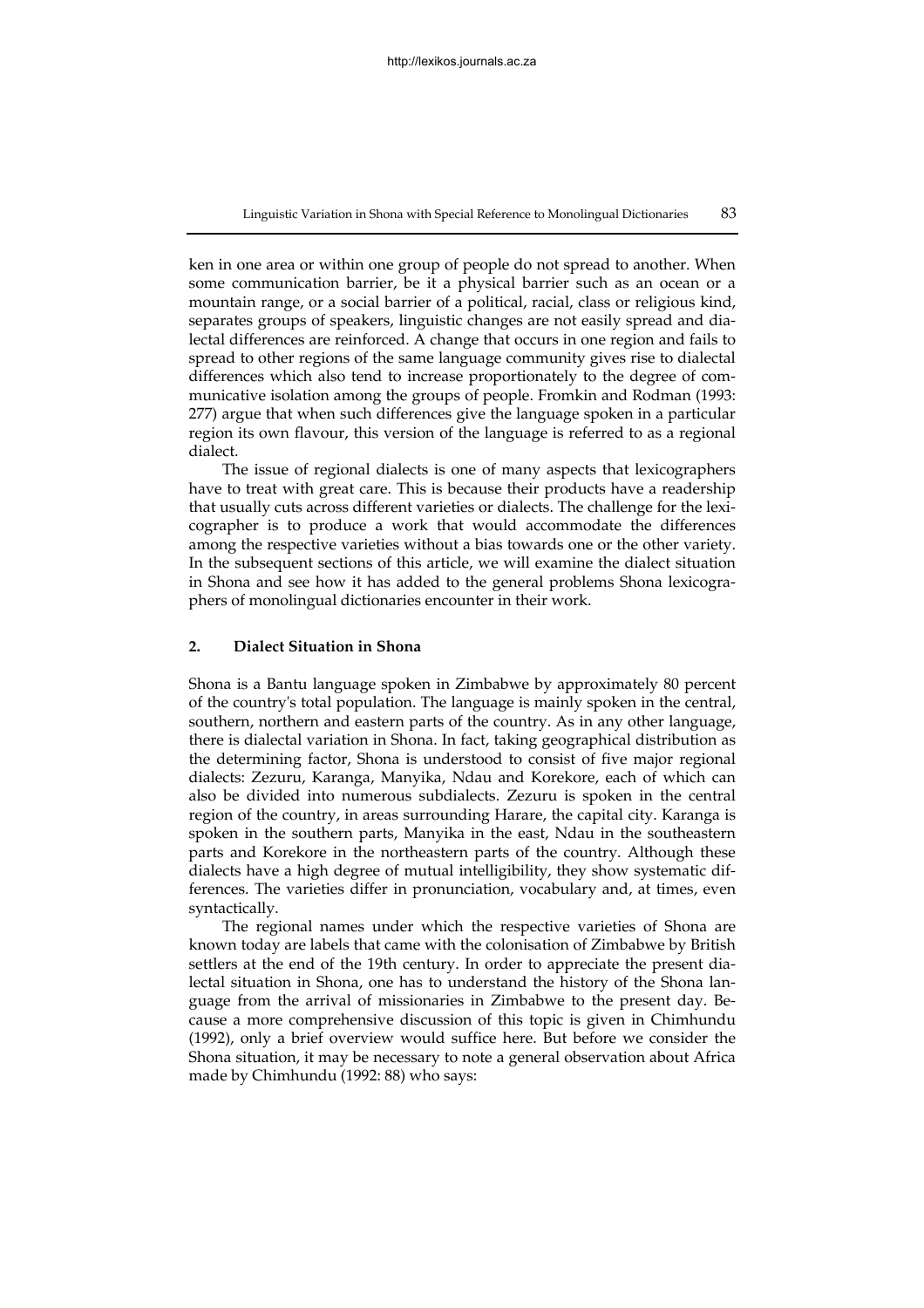ken in one area or within one group of people do not spread to another. When some communication barrier, be it a physical barrier such as an ocean or a mountain range, or a social barrier of a political, racial, class or religious kind, separates groups of speakers, linguistic changes are not easily spread and dialectal differences are reinforced. A change that occurs in one region and fails to spread to other regions of the same language community gives rise to dialectal differences which also tend to increase proportionately to the degree of communicative isolation among the groups of people. Fromkin and Rodman (1993: 277) argue that when such differences give the language spoken in a particular region its own flavour, this version of the language is referred to as a regional dialect.

The issue of regional dialects is one of many aspects that lexicographers have to treat with great care. This is because their products have a readership that usually cuts across different varieties or dialects. The challenge for the lexicographer is to produce a work that would accommodate the differences among the respective varieties without a bias towards one or the other variety. In the subsequent sections of this article, we will examine the dialect situation in Shona and see how it has added to the general problems Shona lexicographers of monolingual dictionaries encounter in their work.

## 2. Dialect Situation in Shona

Shona is a Bantu language spoken in Zimbabwe by approximately 80 percent of the country's total population. The language is mainly spoken in the central, southern, northern and eastern parts of the country. As in any other language, there is dialectal variation in Shona. In fact, taking geographical distribution as the determining factor, Shona is understood to consist of five major regional dialects: Zezuru, Karanga, Manyika, Ndau and Korekore, each of which can also be divided into numerous subdialects. Zezuru is spoken in the central region of the country, in areas surrounding Harare, the capital city. Karanga is spoken in the southern parts, Manyika in the east, Ndau in the southeastern parts and Korekore in the northeastern parts of the country. Although these dialects have a high degree of mutual intelligibility, they show systematic differences. The varieties differ in pronunciation, vocabulary and, at times, even syntactically.

The regional names under which the respective varieties of Shona are known today are labels that came with the colonisation of Zimbabwe by British settlers at the end of the 19th century. In order to appreciate the present dialectal situation in Shona, one has to understand the history of the Shona language from the arrival of missionaries in Zimbabwe to the present day. Because a more comprehensive discussion of this topic is given in Chimhundu (1992), only a brief overview would suffice here. But before we consider the Shona situation, it may be necessary to note a general observation about Africa made by Chimhundu (1992: 88) who says: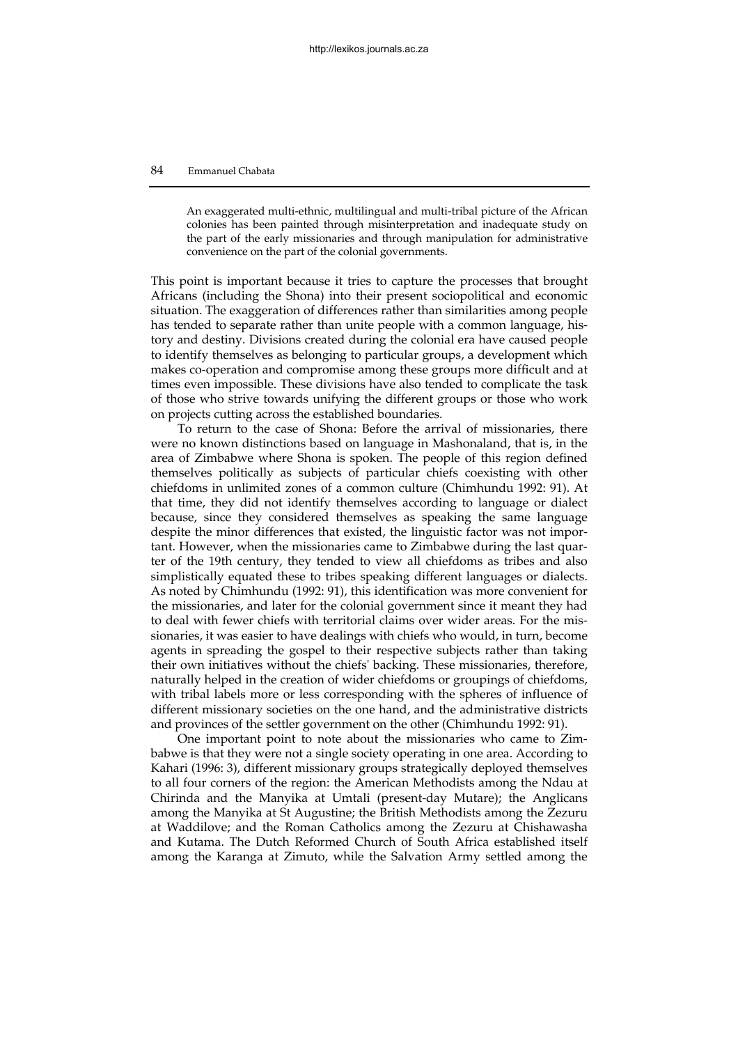> An exaggerated multi-ethnic, multilingual and multi-tribal picture of the African colonies has been painted through misinterpretation and inadequate study on the part of the early missionaries and through manipulation for administrative convenience on the part of the colonial governments.

This point is important because it tries to capture the processes that brought Africans (including the Shona) into their present sociopolitical and economic situation. The exaggeration of differences rather than similarities among people has tended to separate rather than unite people with a common language, history and destiny. Divisions created during the colonial era have caused people to identify themselves as belonging to particular groups, a development which makes co-operation and compromise among these groups more difficult and at times even impossible. These divisions have also tended to complicate the task of those who strive towards unifying the different groups or those who work on projects cutting across the established boundaries.

To return to the case of Shona: Before the arrival of missionaries, there were no known distinctions based on language in Mashonaland, that is, in the area of Zimbabwe where Shona is spoken. The people of this region defined themselves politically as subjects of particular chiefs coexisting with other chiefdoms in unlimited zones of a common culture (Chimhundu 1992: 91). At that time, they did not identify themselves according to language or dialect because, since they considered themselves as speaking the same language despite the minor differences that existed, the linguistic factor was not important. However, when the missionaries came to Zimbabwe during the last quarter of the 19th century, they tended to view all chiefdoms as tribes and also simplistically equated these to tribes speaking different languages or dialects. As noted by Chimhundu (1992: 91), this identification was more convenient for the missionaries, and later for the colonial government since it meant they had to deal with fewer chiefs with territorial claims over wider areas. For the missionaries, it was easier to have dealings with chiefs who would, in turn, become agents in spreading the gospel to their respective subjects rather than taking their own initiatives without the chiefs' backing. These missionaries, therefore, naturally helped in the creation of wider chiefdoms or groupings of chiefdoms, with tribal labels more or less corresponding with the spheres of influence of different missionary societies on the one hand, and the administrative districts and provinces of the settler government on the other (Chimhundu 1992: 91).

One important point to note about the missionaries who came to Zimbabwe is that they were not a single society operating in one area. According to Kahari (1996: 3), different missionary groups strategically deployed themselves to all four corners of the region: the American Methodists among the Ndau at Chirinda and the Manyika at Umtali (present-day Mutare); the Anglicans among the Manyika at St Augustine; the British Methodists among the Zezuru at Waddilove; and the Roman Catholics among the Zezuru at Chishawasha and Kutama. The Dutch Reformed Church of South Africa established itself among the Karanga at Zimuto, while the Salvation Army settled among the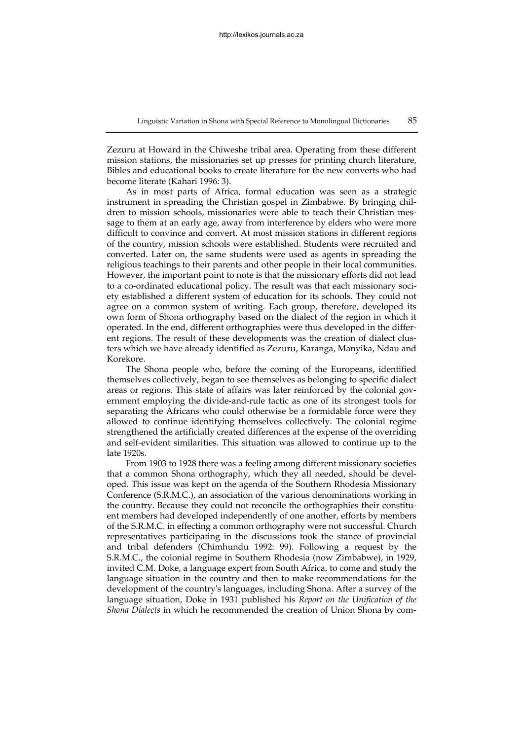Zezuru at Howard in the Chiweshe tribal area. Operating from these different mission stations, the missionaries set up presses for printing church literature, Bibles and educational books to create literature for the new converts who had become literate (Kahari 1996: 3).

As in most parts of Africa, formal education was seen as a strategic instrument in spreading the Christian gospel in Zimbabwe. By bringing children to mission schools, missionaries were able to teach their Christian message to them at an early age, away from interference by elders who were more difficult to convince and convert. At most mission stations in different regions of the country, mission schools were established. Students were recruited and converted. Later on, the same students were used as agents in spreading the religious teachings to their parents and other people in their local communities. However, the important point to note is that the missionary efforts did not lead to a co-ordinated educational policy. The result was that each missionary society established a different system of education for its schools. They could not agree on a common system of writing. Each group, therefore, developed its own form of Shona orthography based on the dialect of the region in which it operated. In the end, different orthographies were thus developed in the different regions. The result of these developments was the creation of dialect clusters which we have already identified as Zezuru, Karanga, Manyika, Ndau and Korekore.

The Shona people who, before the coming of the Europeans, identified themselves collectively, began to see themselves as belonging to specific dialect areas or regions. This state of affairs was later reinforced by the colonial government employing the divide-and-rule tactic as one of its strongest tools for separating the Africans who could otherwise be a formidable force were they allowed to continue identifying themselves collectively. The colonial regime strengthened the artificially created differences at the expense of the overriding and self-evident similarities. This situation was allowed to continue up to the late 1920s.

From 1903 to 1928 there was a feeling among different missionary societies that a common Shona orthography, which they all needed, should be developed. This issue was kept on the agenda of the Southern Rhodesia Missionary Conference (S.R.M.C.), an association of the various denominations working in the country. Because they could not reconcile the orthographies their constituent members had developed independently of one another, efforts by members of the S.R.M.C. in effecting a common orthography were not successful. Church representatives participating in the discussions took the stance of provincial and tribal defenders (Chimhundu 1992: 99). Following a request by the S.R.M.C., the colonial regime in Southern Rhodesia (now Zimbabwe), in 1929, invited C.M. Doke, a language expert from South Africa, to come and study the language situation in the country and then to make recommendations for the development of the country's languages, including Shona. After a survey of the language situation, Doke in 1931 published his *Report on the Unification of the Shona Dialects* in which he recommended the creation of Union Shona by com-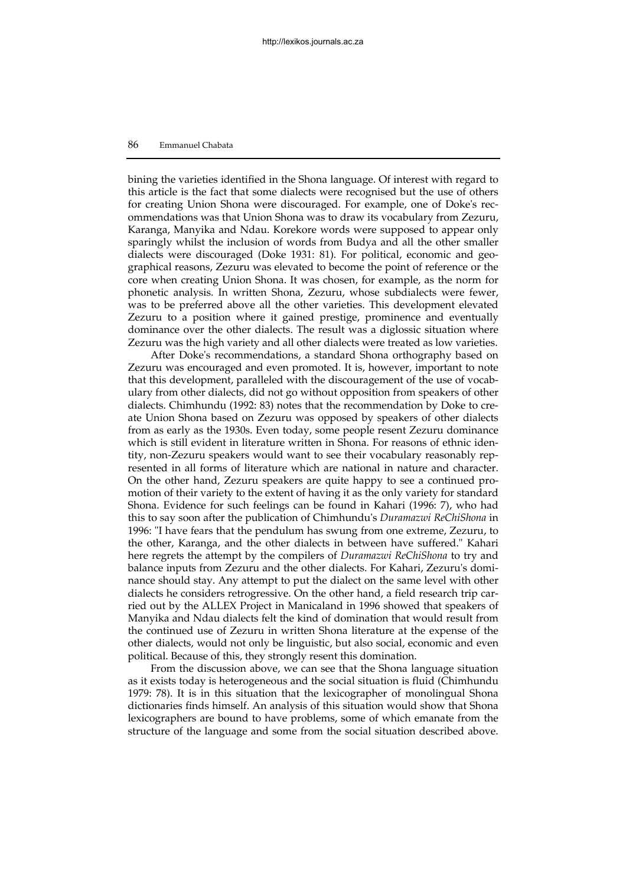bining the varieties identified in the Shona language. Of interest with regard to this article is the fact that some dialects were recognised but the use of others for creating Union Shona were discouraged. For example, one of Doke's recommendations was that Union Shona was to draw its vocabulary from Zezuru, Karanga, Manyika and Ndau. Korekore words were supposed to appear only sparingly whilst the inclusion of words from Budya and all the other smaller dialects were discouraged (Doke 1931: 81). For political, economic and geographical reasons, Zezuru was elevated to become the point of reference or the core when creating Union Shona. It was chosen, for example, as the norm for phonetic analysis. In written Shona, Zezuru, whose subdialects were fewer, was to be preferred above all the other varieties. This development elevated Zezuru to a position where it gained prestige, prominence and eventually dominance over the other dialects. The result was a diglossic situation where Zezuru was the high variety and all other dialects were treated as low varieties.

After Doke's recommendations, a standard Shona orthography based on Zezuru was encouraged and even promoted. It is, however, important to note that this development, paralleled with the discouragement of the use of vocabulary from other dialects, did not go without opposition from speakers of other dialects. Chimhundu (1992: 83) notes that the recommendation by Doke to create Union Shona based on Zezuru was opposed by speakers of other dialects from as early as the 1930s. Even today, some people resent Zezuru dominance which is still evident in literature written in Shona. For reasons of ethnic identity, non-Zezuru speakers would want to see their vocabulary reasonably represented in all forms of literature which are national in nature and character. On the other hand, Zezuru speakers are quite happy to see a continued promotion of their variety to the extent of having it as the only variety for standard Shona. Evidence for such feelings can be found in Kahari (1996: 7), who had this to say soon after the publication of Chimhundu's *Duramazwi ReChiShona* in 1996: "I have fears that the pendulum has swung from one extreme, Zezuru, to the other, Karanga, and the other dialects in between have suffered." Kahari here regrets the attempt by the compilers of *Duramazwi ReChiShona* to try and balance inputs from Zezuru and the other dialects. For Kahari, Zezuru's dominance should stay. Any attempt to put the dialect on the same level with other dialects he considers retrogressive. On the other hand, a field research trip carried out by the ALLEX Project in Manicaland in 1996 showed that speakers of Manyika and Ndau dialects felt the kind of domination that would result from the continued use of Zezuru in written Shona literature at the expense of the other dialects, would not only be linguistic, but also social, economic and even political. Because of this, they strongly resent this domination.

From the discussion above, we can see that the Shona language situation as it exists today is heterogeneous and the social situation is fluid (Chimhundu 1979: 78). It is in this situation that the lexicographer of monolingual Shona dictionaries finds himself. An analysis of this situation would show that Shona lexicographers are bound to have problems, some of which emanate from the structure of the language and some from the social situation described above.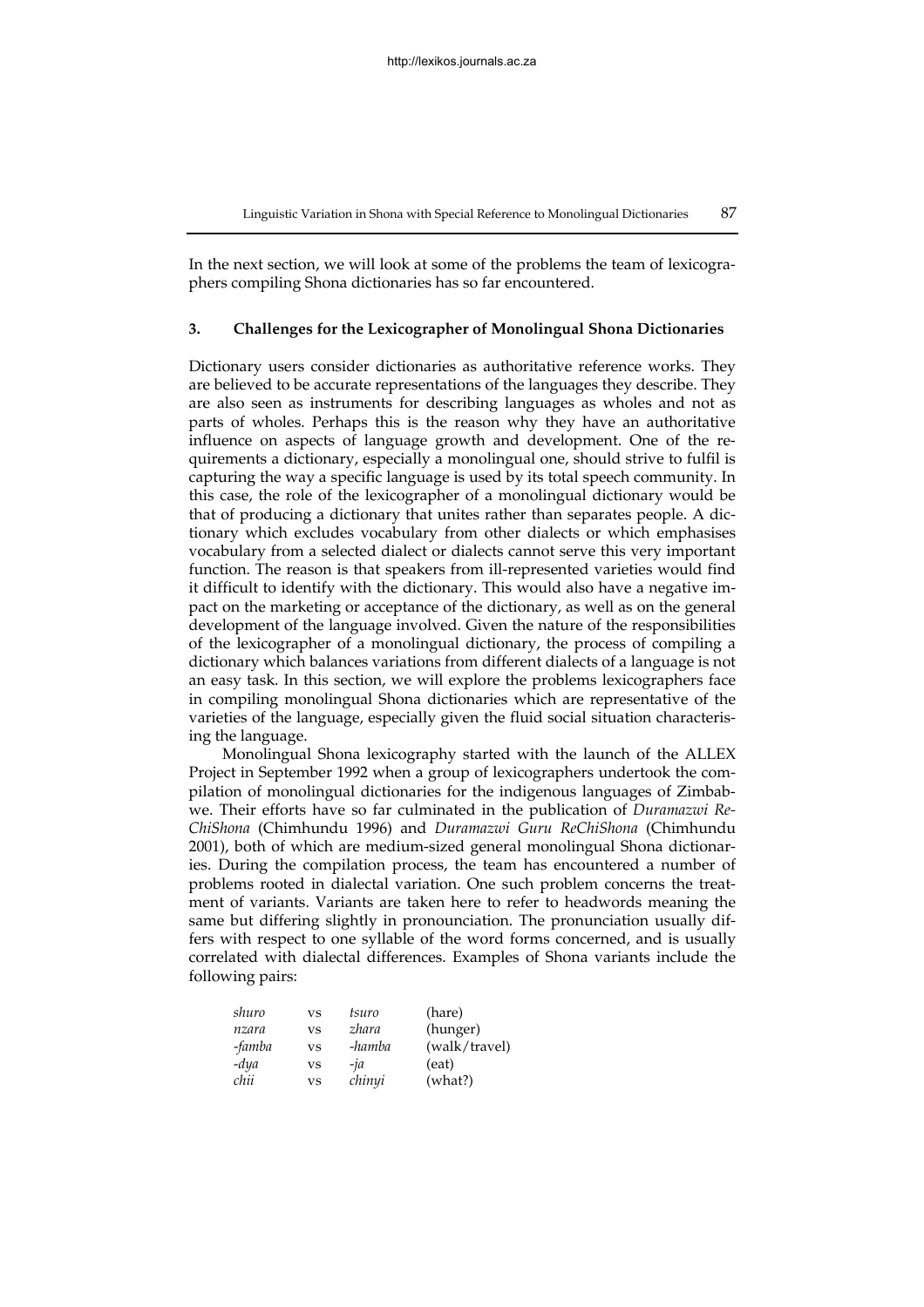In the next section, we will look at some of the problems the team of lexicographers compiling Shona dictionaries has so far encountered.

## 3. Challenges for the Lexicographer of Monolingual Shona Dictionaries

Dictionary users consider dictionaries as authoritative reference works. They are believed to be accurate representations of the languages they describe. They are also seen as instruments for describing languages as wholes and not as parts of wholes. Perhaps this is the reason why they have an authoritative influence on aspects of language growth and development. One of the requirements a dictionary, especially a monolingual one, should strive to fulfil is capturing the way a specific language is used by its total speech community. In this case, the role of the lexicographer of a monolingual dictionary would be that of producing a dictionary that unites rather than separates people. A dictionary which excludes vocabulary from other dialects or which emphasises vocabulary from a selected dialect or dialects cannot serve this very important function. The reason is that speakers from ill-represented varieties would find it difficult to identify with the dictionary. This would also have a negative impact on the marketing or acceptance of the dictionary, as well as on the general development of the language involved. Given the nature of the responsibilities of the lexicographer of a monolingual dictionary, the process of compiling a dictionary which balances variations from different dialects of a language is not an easy task. In this section, we will explore the problems lexicographers face in compiling monolingual Shona dictionaries which are representative of the varieties of the language, especially given the fluid social situation characterising the language.

Monolingual Shona lexicography started with the launch of the ALLEX Project in September 1992 when a group of lexicographers undertook the compilation of monolingual dictionaries for the indigenous languages of Zimbabwe. Their efforts have so far culminated in the publication of *Duramazwi ReChiShona* (Chimhundu 1996) and *Duramazwi Guru ReChiShona* (Chimhundu 2001), both of which are medium-sized general monolingual Shona dictionaries. During the compilation process, the team has encountered a number of problems rooted in dialectal variation. One such problem concerns the treatment of variants. Variants are taken here to refer to headwords meaning the same but differing slightly in pronounciation. The pronunciation usually differs with respect to one syllable of the word forms concerned, and is usually correlated with dialectal differences. Examples of Shona variants include the following pairs:

| | | | |
|---|---|---|---|
| *shuro* | vs | *tsuro* | (hare) |
| *nzara* | vs | *zhara* | (hunger) |
| *-famba* | vs | *-hamba* | (walk/travel) |
| *-dya* | vs | *-ja* | (eat) |
| *chii* | vs | *chinyi* | (what?) |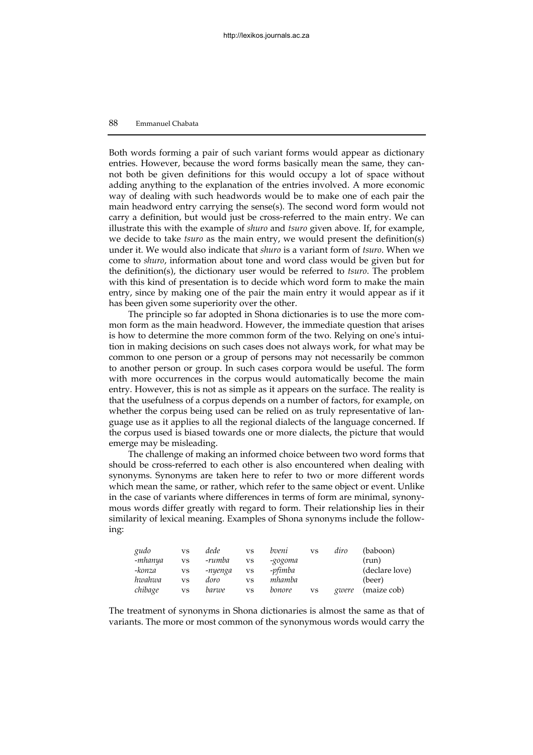Both words forming a pair of such variant forms would appear as dictionary entries. However, because the word forms basically mean the same, they cannot both be given definitions for this would occupy a lot of space without adding anything to the explanation of the entries involved. A more economic way of dealing with such headwords would be to make one of each pair the main headword entry carrying the sense(s). The second word form would not carry a definition, but would just be cross-referred to the main entry. We can illustrate this with the example of *shuro* and *tsuro* given above. If, for example, we decide to take *tsuro* as the main entry, we would present the definition(s) under it. We would also indicate that *shuro* is a variant form of *tsuro*. When we come to *shuro*, information about tone and word class would be given but for the definition(s), the dictionary user would be referred to *tsuro*. The problem with this kind of presentation is to decide which word form to make the main entry, since by making one of the pair the main entry it would appear as if it has been given some superiority over the other.

The principle so far adopted in Shona dictionaries is to use the more common form as the main headword. However, the immediate question that arises is how to determine the more common form of the two. Relying on one's intuition in making decisions on such cases does not always work, for what may be common to one person or a group of persons may not necessarily be common to another person or group. In such cases corpora would be useful. The form with more occurrences in the corpus would automatically become the main entry. However, this is not as simple as it appears on the surface. The reality is that the usefulness of a corpus depends on a number of factors, for example, on whether the corpus being used can be relied on as truly representative of language use as it applies to all the regional dialects of the language concerned. If the corpus used is biased towards one or more dialects, the picture that would emerge may be misleading.

The challenge of making an informed choice between two word forms that should be cross-referred to each other is also encountered when dealing with synonyms. Synonyms are taken here to refer to two or more different words which mean the same, or rather, which refer to the same object or event. Unlike in the case of variants where differences in terms of form are minimal, synonymous words differ greatly with regard to form. Their relationship lies in their similarity of lexical meaning. Examples of Shona synonyms include the following:

| | | | | | | | | |
|---|---|---|---|---|---|---|---|---|
| *gudo* | vs | *dede* | vs | *bveni* | vs | *diro* | (baboon) |
| *-mhanya* | vs | *-rumba* | vs | *-gogoma* | | | (run) |
| *-konza* | vs | *-nyenga* | vs | *-pfimba* | | | (declare love) |
| *hwahwa* | vs | *doro* | vs | *mhamba* | | | (beer) |
| *chibage* | vs | *barwe* | vs | *bonore* | vs | *gwere* | (maize cob) |

The treatment of synonyms in Shona dictionaries is almost the same as that of variants. The more or most common of the synonymous words would carry the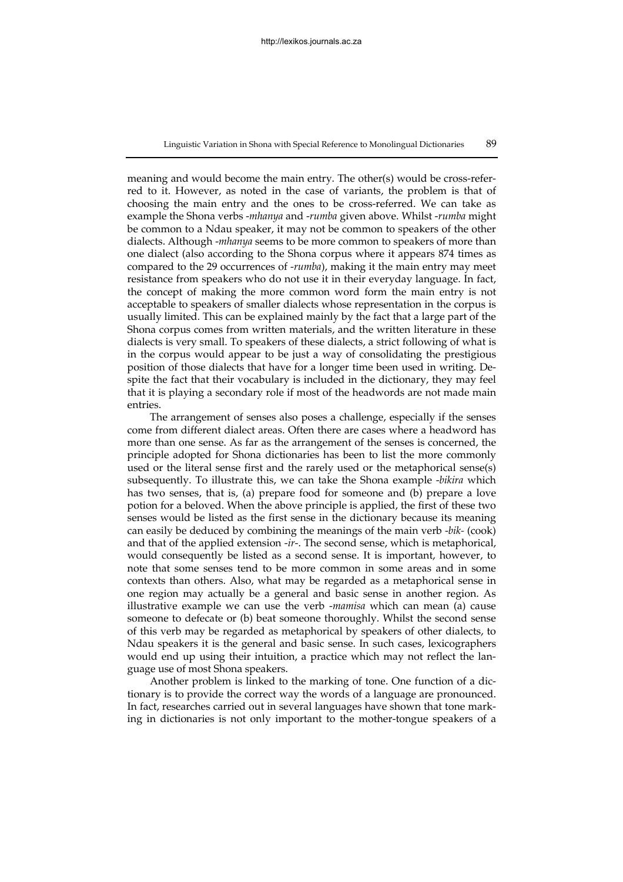meaning and would become the main entry. The other(s) would be cross-referred to it. However, as noted in the case of variants, the problem is that of choosing the main entry and the ones to be cross-referred. We can take as example the Shona verbs *-mhanya* and *-rumba* given above. Whilst *-rumba* might be common to a Ndau speaker, it may not be common to speakers of the other dialects. Although *-mhanya* seems to be more common to speakers of more than one dialect (also according to the Shona corpus where it appears 874 times as compared to the 29 occurrences of *-rumba*), making it the main entry may meet resistance from speakers who do not use it in their everyday language. In fact, the concept of making the more common word form the main entry is not acceptable to speakers of smaller dialects whose representation in the corpus is usually limited. This can be explained mainly by the fact that a large part of the Shona corpus comes from written materials, and the written literature in these dialects is very small. To speakers of these dialects, a strict following of what is in the corpus would appear to be just a way of consolidating the prestigious position of those dialects that have for a longer time been used in writing. Despite the fact that their vocabulary is included in the dictionary, they may feel that it is playing a secondary role if most of the headwords are not made main entries.

The arrangement of senses also poses a challenge, especially if the senses come from different dialect areas. Often there are cases where a headword has more than one sense. As far as the arrangement of the senses is concerned, the principle adopted for Shona dictionaries has been to list the more commonly used or the literal sense first and the rarely used or the metaphorical sense(s) subsequently. To illustrate this, we can take the Shona example *-bikira* which has two senses, that is, (a) prepare food for someone and (b) prepare a love potion for a beloved. When the above principle is applied, the first of these two senses would be listed as the first sense in the dictionary because its meaning can easily be deduced by combining the meanings of the main verb *-bik-* (cook) and that of the applied extension *-ir-*. The second sense, which is metaphorical, would consequently be listed as a second sense. It is important, however, to note that some senses tend to be more common in some areas and in some contexts than others. Also, what may be regarded as a metaphorical sense in one region may actually be a general and basic sense in another region. As illustrative example we can use the verb *-mamisa* which can mean (a) cause someone to defecate or (b) beat someone thoroughly. Whilst the second sense of this verb may be regarded as metaphorical by speakers of other dialects, to Ndau speakers it is the general and basic sense. In such cases, lexicographers would end up using their intuition, a practice which may not reflect the language use of most Shona speakers.

Another problem is linked to the marking of tone. One function of a dictionary is to provide the correct way the words of a language are pronounced. In fact, researches carried out in several languages have shown that tone marking in dictionaries is not only important to the mother-tongue speakers of a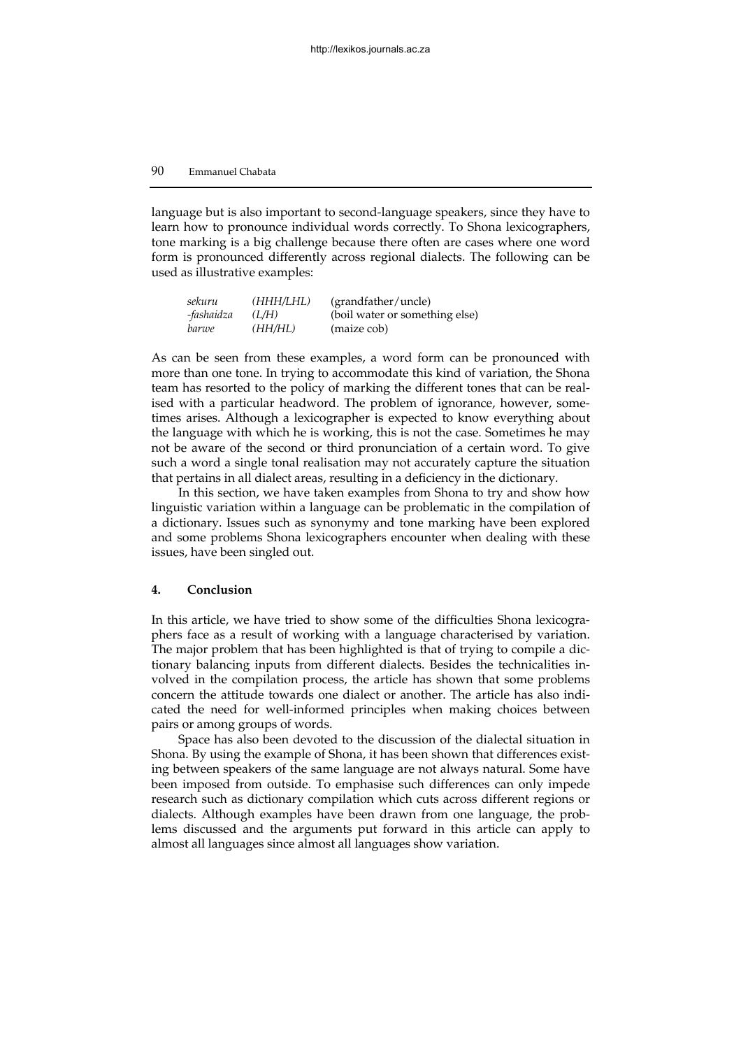language but is also important to second-language speakers, since they have to learn how to pronounce individual words correctly. To Shona lexicographers, tone marking is a big challenge because there often are cases where one word form is pronounced differently across regional dialects. The following can be used as illustrative examples:

| | | |
|---|---|---|
| *sekuru* | *(HHH/LHL)* | (grandfather/uncle) |
| *-fashaidza* | *(L/H)* | (boil water or something else) |
| *barwe* | *(HH/HL)* | (maize cob) |

As can be seen from these examples, a word form can be pronounced with more than one tone. In trying to accommodate this kind of variation, the Shona team has resorted to the policy of marking the different tones that can be realised with a particular headword. The problem of ignorance, however, sometimes arises. Although a lexicographer is expected to know everything about the language with which he is working, this is not the case. Sometimes he may not be aware of the second or third pronunciation of a certain word. To give such a word a single tonal realisation may not accurately capture the situation that pertains in all dialect areas, resulting in a deficiency in the dictionary.

In this section, we have taken examples from Shona to try and show how linguistic variation within a language can be problematic in the compilation of a dictionary. Issues such as synonymy and tone marking have been explored and some problems Shona lexicographers encounter when dealing with these issues, have been singled out.

## 4. Conclusion

In this article, we have tried to show some of the difficulties Shona lexicographers face as a result of working with a language characterised by variation. The major problem that has been highlighted is that of trying to compile a dictionary balancing inputs from different dialects. Besides the technicalities involved in the compilation process, the article has shown that some problems concern the attitude towards one dialect or another. The article has also indicated the need for well-informed principles when making choices between pairs or among groups of words.

Space has also been devoted to the discussion of the dialectal situation in Shona. By using the example of Shona, it has been shown that differences existing between speakers of the same language are not always natural. Some have been imposed from outside. To emphasise such differences can only impede research such as dictionary compilation which cuts across different regions or dialects. Although examples have been drawn from one language, the problems discussed and the arguments put forward in this article can apply to almost all languages since almost all languages show variation.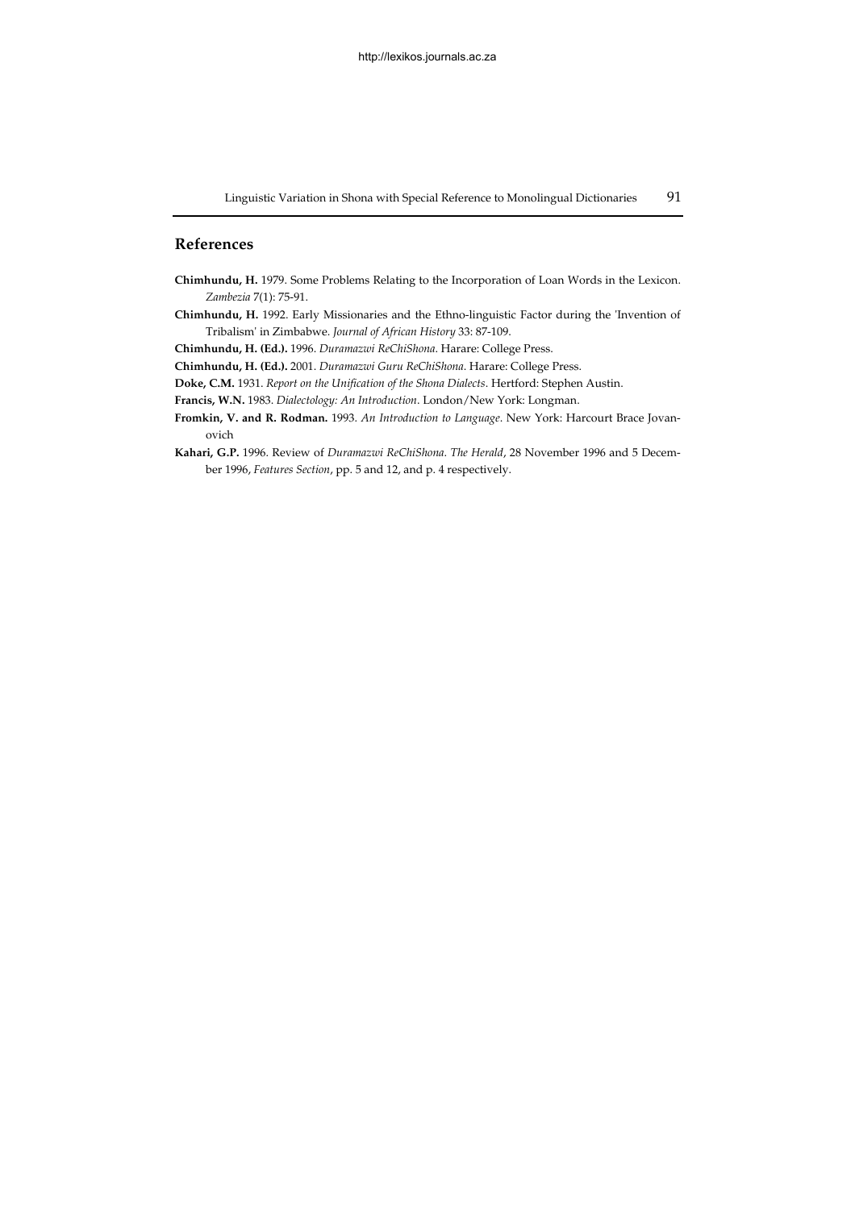## References

**Chimhundu, H.** 1979. Some Problems Relating to the Incorporation of Loan Words in the Lexicon. *Zambezia* 7(1): 75-91.

**Chimhundu, H.** 1992. Early Missionaries and the Ethno-linguistic Factor during the 'Invention of Tribalism' in Zimbabwe. *Journal of African History* 33: 87-109.

**Chimhundu, H. (Ed.).** 1996. *Duramazwi ReChiShona*. Harare: College Press.

**Chimhundu, H. (Ed.).** 2001. *Duramazwi Guru ReChiShona*. Harare: College Press.

**Doke, C.M.** 1931. *Report on the Unification of the Shona Dialects*. Hertford: Stephen Austin.

**Francis, W.N.** 1983. *Dialectology: An Introduction*. London/New York: Longman.

**Fromkin, V. and R. Rodman.** 1993. *An Introduction to Language*. New York: Harcourt Brace Jovanovich

**Kahari, G.P.** 1996. Review of *Duramazwi ReChiShona*. *The Herald*, 28 November 1996 and 5 December 1996, *Features Section*, pp. 5 and 12, and p. 4 respectively.